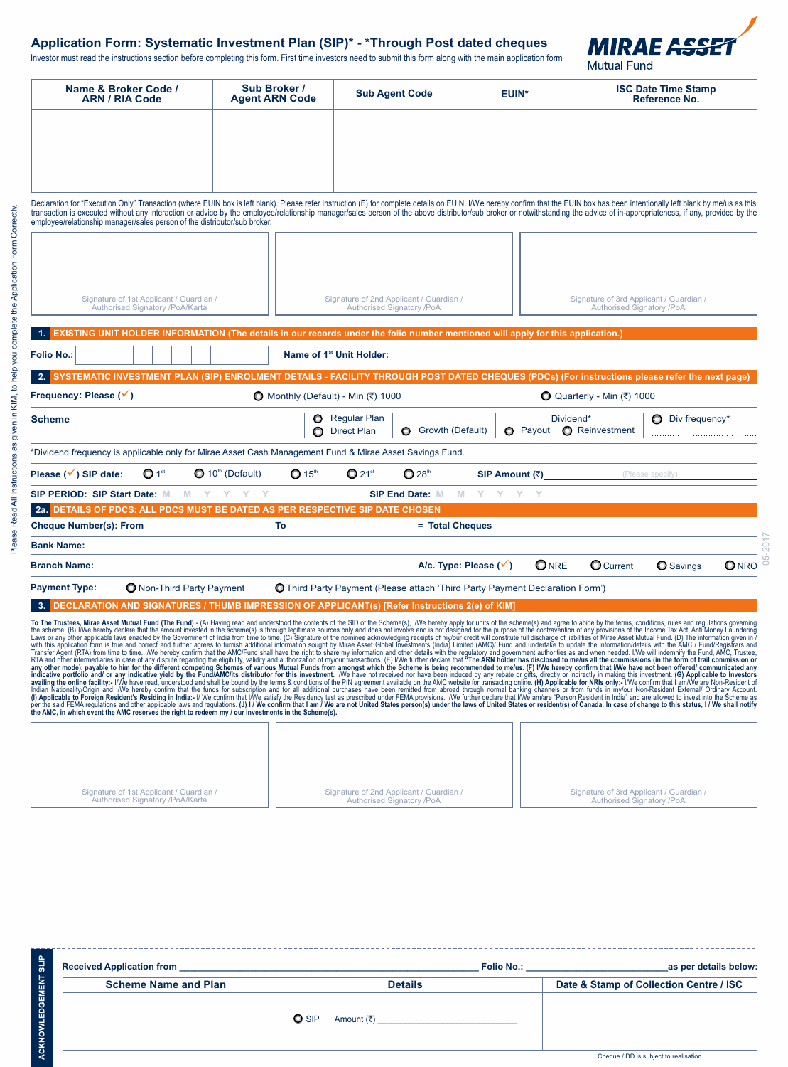# Application Form: Systematic Investment Plan (SIP)* - *Through Post dated cheques

Investor must read the instructions section before completing this form. First time investors need to submit this form along with the main application form

MIRAE ASSET Mutual Fund

| Name & Broker Code / ARN / RIA Code | Sub Broker / Agent ARN Code | Sub Agent Code | EUIN* | ISC Date Time Stamp Reference No. |
|---|---|---|---|---|
| | | | | |

Declaration for "Execution Only" Transaction (where EUIN box is left blank). Please refer Instruction (E) for complete details on EUIN. I/We hereby confirm that the EUIN box has been intentionally left blank by me/us as this transaction is executed without any interaction or advice by the employee/relationship manager/sales person of the above distributor/sub broker or notwithstanding the advice of in-appropriateness, if any, provided by the employee/relationship manager/sales person of the distributor/sub broker.

| Signature of 1st Applicant / Guardian / Authorised Signatory /PoA/Karta | Signature of 2nd Applicant / Guardian / Authorised Signatory /PoA | Signature of 3rd Applicant / Guardian / Authorised Signatory /PoA |
|---|---|---|
| | | |

## 1. EXISTING UNIT HOLDER INFORMATION (The details in our records under the folio number mentioned will apply for this application.)

Folio No.: ________ Name of 1st Unit Holder: ________

## 2. SYSTEMATIC INVESTMENT PLAN (SIP) ENROLMENT DETAILS - FACILITY THROUGH POST DATED CHEQUES (PDCs) (For instructions please refer the next page)

Frequency: Please (✓) ◯ Monthly (Default) - Min (₹) 1000 ◯ Quarterly - Min (₹) 1000

Scheme ________ ◯ Regular Plan ◯ Direct Plan ◯ Growth (Default) Dividend* ◯ Payout ◯ Reinvestment ◯ Div frequency* ________

*Dividend frequency is applicable only for Mirae Asset Cash Management Fund & Mirae Asset Savings Fund.

Please (✓) SIP date: ◯ 1st ◯ 10th (Default) ◯ 15th ◯ 21st ◯ 28th SIP Amount (₹) ________ (Please specify)

SIP PERIOD: SIP Start Date: M M Y Y Y Y SIP End Date: M M Y Y Y Y

### 2a. DETAILS OF PDCS: ALL PDCS MUST BE DATED AS PER RESPECTIVE SIP DATE CHOSEN

Cheque Number(s): From ________ To ________ = Total Cheques ________

Bank Name: ________

Branch Name: ________ A/c. Type: Please (✓) ◯ NRE ◯ Current ◯ Savings ◯ NRO

Payment Type: ◯ Non-Third Party Payment ◯ Third Party Payment (Please attach 'Third Party Payment Declaration Form')

## 3. DECLARATION AND SIGNATURES / THUMB IMPRESSION OF APPLICANT(s) [Refer Instructions 2(e) of KIM]

**To The Trustees, Mirae Asset Mutual Fund (The Fund)** - (A) Having read and understood the contents of the SID of the Scheme(s), I/We hereby apply for units of the scheme(s) and agree to abide by the terms, conditions, rules and regulations governing the scheme. (B) I/We hereby declare that the amount invested in the scheme(s) is through legitimate sources only and does not involve and is not designed for the purpose of the contravention of any provisions of the Income Tax Act, Anti Money Laundering Laws or any other applicable laws enacted by the Government of India from time to time. (C) Signature of the nominee acknowledging receipts of my/our credit will constitute full discharge of liabilities of Mirae Asset Mutual Fund. (D) The information given in / with this application form is true and correct and further agrees to furnish additional information sought by Mirae Asset Global Investments (India) Limited (AMC)/ Fund and undertake to update the information/details with the AMC / Fund/Registrars and Transfer Agent (RTA) from time to time. I/We hereby confirm that the AMC/Fund shall have the right to share my information and other details with the regulatory and government authorities as and when needed. I/We will indemnify the Fund, AMC, Trustee, RTA and other intermediaries in case of any dispute regarding the eligibility, validity and authorization of my/our transactions. (E) I/We further declare that **"The ARN holder has disclosed to me/us all the commissions (in the form of trail commission or any other mode), payable to him for the different competing Schemes of various Mutual Funds from amongst which the Scheme is being recommended to me/us. (F) I/We hereby confirm that I/We have not been offered/ communicated any indicative portfolio and/ or any indicative yield by the Fund/AMC/its distributor for this investment.** I/We have not received nor have been induced by any rebate or gifts, directly or indirectly in making this investment. **(G) Applicable to Investors availing the online facility:-** I/We have read, understood and shall be bound by the terms & conditions of the PIN agreement available on the AMC website for transacting online. **(H) Applicable for NRIs only:-** I/We confirm that I am/We are Non-Resident of Indian Nationality/Origin and I/We hereby confirm that the funds for subscription and for all additional purchases have been remitted from abroad through normal banking channels or from funds in my/our Non-Resident External/ Ordinary Account. **(I) Applicable to Foreign Resident's Residing in India:-** I/ We confirm that I/We satisfy the Residency test as prescribed under FEMA provisions. I/We further declare that I/We am/are "Person Resident in India" and are allowed to invest into the Scheme as per the said FEMA regulations and other applicable laws and regulations. **(J) I / We confirm that I am / We are not United States person(s) under the laws of United States or resident(s) of Canada. In case of change to this status, I / We shall notify the AMC, in which event the AMC reserves the right to redeem my / our investments in the Scheme(s).**

| Signature of 1st Applicant / Guardian / Authorised Signatory /PoA/Karta | Signature of 2nd Applicant / Guardian / Authorised Signatory /PoA | Signature of 3rd Applicant / Guardian / Authorised Signatory /PoA |
|---|---|---|
| | | |

---

**ACKNOWLEDGEMENT SLIP**

Received Application from ________ Folio No.: ________ as per details below:

| Scheme Name and Plan | Details | Date & Stamp of Collection Centre / ISC |
|---|---|---|
| | ◯ SIP Amount (₹) ________ | |

Cheque / DD is subject to realisation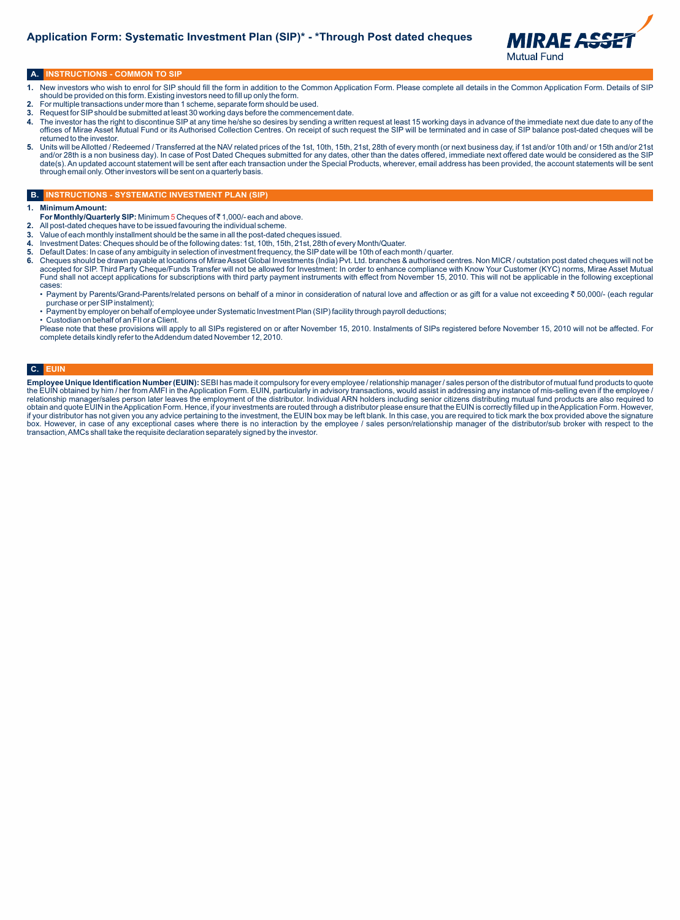# Application Form: Systematic Investment Plan (SIP)* - *Through Post dated cheques

MIRAE ASSET
Mutual Fund

## A. INSTRUCTIONS - COMMON TO SIP

1. New investors who wish to enrol for SIP should fill the form in addition to the Common Application Form. Please complete all details in the Common Application Form. Details of SIP should be provided on this form. Existing investors need to fill up only the form.
2. For multiple transactions under more than 1 scheme, separate form should be used.
3. Request for SIP should be submitted at least 30 working days before the commencement date.
4. The investor has the right to discontinue SIP at any time he/she so desires by sending a written request at least 15 working days in advance of the immediate next due date to any of the offices of Mirae Asset Mutual Fund or its Authorised Collection Centres. On receipt of such request the SIP will be terminated and in case of SIP balance post-dated cheques will be returned to the investor.
5. Units will be Allotted / Redeemed / Transferred at the NAV related prices of the 1st, 10th, 15th, 21st, 28th of every month (or next business day, if 1st and/or 10th and/ or 15th and/or 21st and/or 28th is a non business day). In case of Post Dated Cheques submitted for any dates, other than the dates offered, immediate next offered date would be considered as the SIP date(s). An updated account statement will be sent after each transaction under the Special Products, wherever, email address has been provided, the account statements will be sent through email only. Other investors will be sent on a quarterly basis.

## B. INSTRUCTIONS - SYSTEMATIC INVESTMENT PLAN (SIP)

1. **Minimum Amount:**
   **For Monthly/Quarterly SIP:** Minimum 5 Cheques of ₹ 1,000/- each and above.
2. All post-dated cheques have to be issued favouring the individual scheme.
3. Value of each monthly installment should be the same in all the post-dated cheques issued.
4. Investment Dates: Cheques should be of the following dates: 1st, 10th, 15th, 21st, 28th of every Month/Quater.
5. Default Dates: In case of any ambiguity in selection of investment frequency, the SIP date will be 10th of each month / quarter.
6. Cheques should be drawn payable at locations of Mirae Asset Global Investments (India) Pvt. Ltd. branches & authorised centres. Non MICR / outstation post dated cheques will not be accepted for SIP. Third Party Cheque/Funds Transfer will not be allowed for Investment: In order to enhance compliance with Know Your Customer (KYC) norms, Mirae Asset Mutual Fund shall not accept applications for subscriptions with third party payment instruments with effect from November 15, 2010. This will not be applicable in the following exceptional cases:
   - Payment by Parents/Grand-Parents/related persons on behalf of a minor in consideration of natural love and affection or as gift for a value not exceeding ₹ 50,000/- (each regular purchase or per SIP instalment);
   - Payment by employer on behalf of employee under Systematic Investment Plan (SIP) facility through payroll deductions;
   - Custodian on behalf of an FII or a Client.

   Please note that these provisions will apply to all SIPs registered on or after November 15, 2010. Instalments of SIPs registered before November 15, 2010 will not be affected. For complete details kindly refer to the Addendum dated November 12, 2010.

## C. EUIN

**Employee Unique Identification Number (EUIN):** SEBI has made it compulsory for every employee / relationship manager / sales person of the distributor of mutual fund products to quote the EUIN obtained by him / her from AMFI in the Application Form. EUIN, particularly in advisory transactions, would assist in addressing any instance of mis-selling even if the employee / relationship manager/sales person later leaves the employment of the distributor. Individual ARN holders including senior citizens distributing mutual fund products are also required to obtain and quote EUIN in the Application Form. Hence, if your investments are routed through a distributor please ensure that the EUIN is correctly filled up in the Application Form. However, if your distributor has not given you any advice pertaining to the investment, the EUIN box may be left blank. In this case, you are required to tick mark the box provided above the signature box. However, in case of any exceptional cases where there is no interaction by the employee / sales person/relationship manager of the distributor/sub broker with respect to the transaction, AMCs shall take the requisite declaration separately signed by the investor.